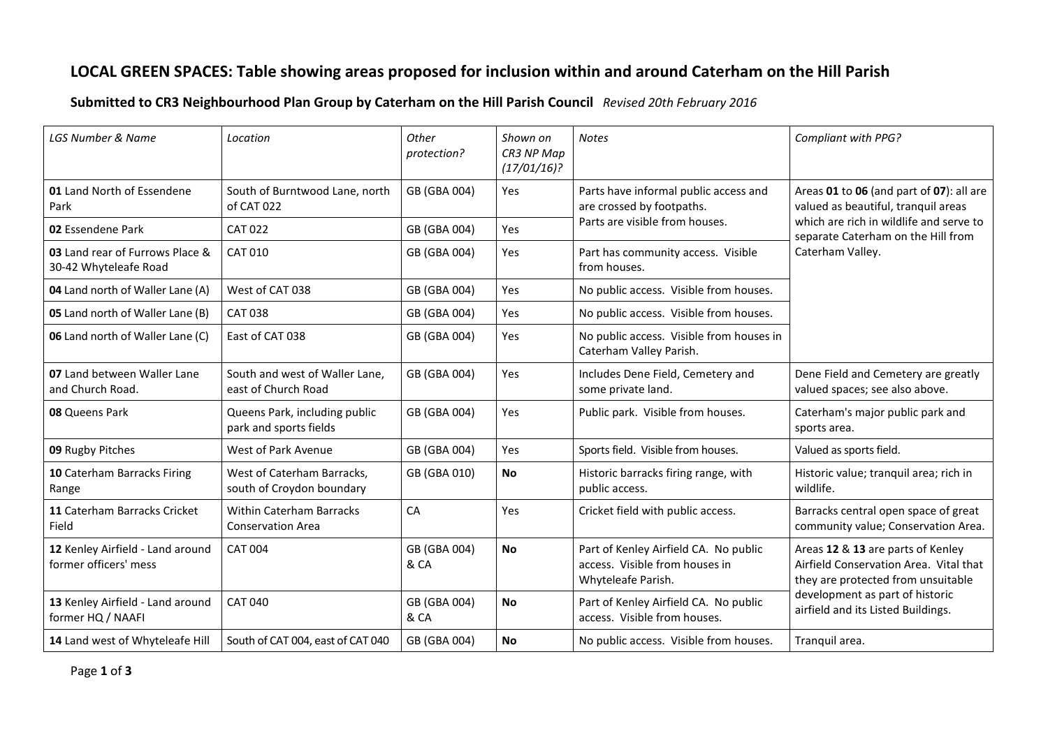# LOCAL GREEN SPACES: Table showing areas proposed for inclusion within and around Caterham on the Hill Parish

## Submitted to CR3 Neighbourhood Plan Group by Caterham on the Hill Parish Council *Revised 20th February 2016*

| *LGS Number & Name* | *Location* | *Other protection?* | *Shown on CR3 NP Map (17/01/16)?* | *Notes* | *Compliant with PPG?* |
|---|---|---|---|---|---|
| **01** Land North of Essendene Park | South of Burntwood Lane, north of CAT 022 | GB (GBA 004) | Yes | Parts have informal public access and are crossed by footpaths. Parts are visible from houses. | Areas **01** to **06** (and part of **07**): all are valued as beautiful, tranquil areas which are rich in wildlife and serve to separate Caterham on the Hill from Caterham Valley. |
| **02** Essendene Park | CAT 022 | GB (GBA 004) | Yes | | |
| **03** Land rear of Furrows Place & 30-42 Whyteleafe Road | CAT 010 | GB (GBA 004) | Yes | Part has community access. Visible from houses. | |
| **04** Land north of Waller Lane (A) | West of CAT 038 | GB (GBA 004) | Yes | No public access. Visible from houses. | |
| **05** Land north of Waller Lane (B) | CAT 038 | GB (GBA 004) | Yes | No public access. Visible from houses. | |
| **06** Land north of Waller Lane (C) | East of CAT 038 | GB (GBA 004) | Yes | No public access. Visible from houses in Caterham Valley Parish. | |
| **07** Land between Waller Lane and Church Road. | South and west of Waller Lane, east of Church Road | GB (GBA 004) | Yes | Includes Dene Field, Cemetery and some private land. | Dene Field and Cemetery are greatly valued spaces; see also above. |
| **08** Queens Park | Queens Park, including public park and sports fields | GB (GBA 004) | Yes | Public park. Visible from houses. | Caterham's major public park and sports area. |
| **09** Rugby Pitches | West of Park Avenue | GB (GBA 004) | Yes | Sports field. Visible from houses. | Valued as sports field. |
| **10** Caterham Barracks Firing Range | West of Caterham Barracks, south of Croydon boundary | GB (GBA 010) | **No** | Historic barracks firing range, with public access. | Historic value; tranquil area; rich in wildlife. |
| **11** Caterham Barracks Cricket Field | Within Caterham Barracks Conservation Area | CA | Yes | Cricket field with public access. | Barracks central open space of great community value; Conservation Area. |
| **12** Kenley Airfield - Land around former officers' mess | CAT 004 | GB (GBA 004) & CA | **No** | Part of Kenley Airfield CA. No public access. Visible from houses in Whyteleafe Parish. | Areas **12** & **13** are parts of Kenley Airfield Conservation Area. Vital that they are protected from unsuitable development as part of historic airfield and its Listed Buildings. |
| **13** Kenley Airfield - Land around former HQ / NAAFI | CAT 040 | GB (GBA 004) & CA | **No** | Part of Kenley Airfield CA. No public access. Visible from houses. | |
| **14** Land west of Whyteleafe Hill | South of CAT 004, east of CAT 040 | GB (GBA 004) | **No** | No public access. Visible from houses. | Tranquil area. |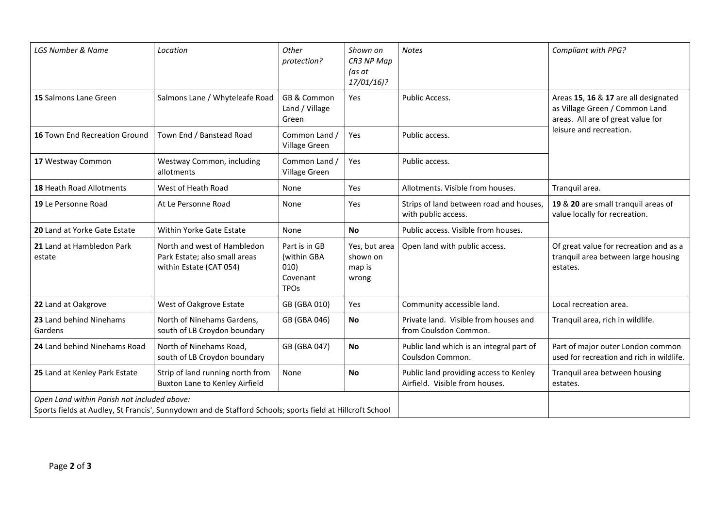| *LGS Number & Name* | *Location* | *Other protection?* | *Shown on CR3 NP Map (as at 17/01/16)?* | *Notes* | *Compliant with PPG?* |
|---|---|---|---|---|---|
| **15** Salmons Lane Green | Salmons Lane / Whyteleafe Road | GB & Common Land / Village Green | Yes | Public Access. | Areas **15**, **16** & **17** are all designated as Village Green / Common Land areas. All are of great value for leisure and recreation. |
| **16** Town End Recreation Ground | Town End / Banstead Road | Common Land / Village Green | Yes | Public access. | |
| **17** Westway Common | Westway Common, including allotments | Common Land / Village Green | Yes | Public access. | |
| **18** Heath Road Allotments | West of Heath Road | None | Yes | Allotments. Visible from houses. | Tranquil area. |
| **19** Le Personne Road | At Le Personne Road | None | Yes | Strips of land between road and houses, with public access. | **19** & **20** are small tranquil areas of value locally for recreation. |
| **20** Land at Yorke Gate Estate | Within Yorke Gate Estate | None | **No** | Public access. Visible from houses. | |
| **21** Land at Hambledon Park estate | North and west of Hambledon Park Estate; also small areas within Estate (CAT 054) | Part is in GB (within GBA 010) Covenant TPOs | Yes, but area shown on map is wrong | Open land with public access. | Of great value for recreation and as a tranquil area between large housing estates. |
| **22** Land at Oakgrove | West of Oakgrove Estate | GB (GBA 010) | Yes | Community accessible land. | Local recreation area. |
| **23** Land behind Ninehams Gardens | North of Ninehams Gardens, south of LB Croydon boundary | GB (GBA 046) | **No** | Private land. Visible from houses and from Coulsdon Common. | Tranquil area, rich in wildlife. |
| **24** Land behind Ninehams Road | North of Ninehams Road, south of LB Croydon boundary | GB (GBA 047) | **No** | Public land which is an integral part of Coulsdon Common. | Part of major outer London common used for recreation and rich in wildlife. |
| **25** Land at Kenley Park Estate | Strip of land running north from Buxton Lane to Kenley Airfield | None | **No** | Public land providing access to Kenley Airfield. Visible from houses. | Tranquil area between housing estates. |
| *Open Land within Parish not included above:* Sports fields at Audley, St Francis', Sunnydown and de Stafford Schools; sports field at Hillcroft School | | | | | |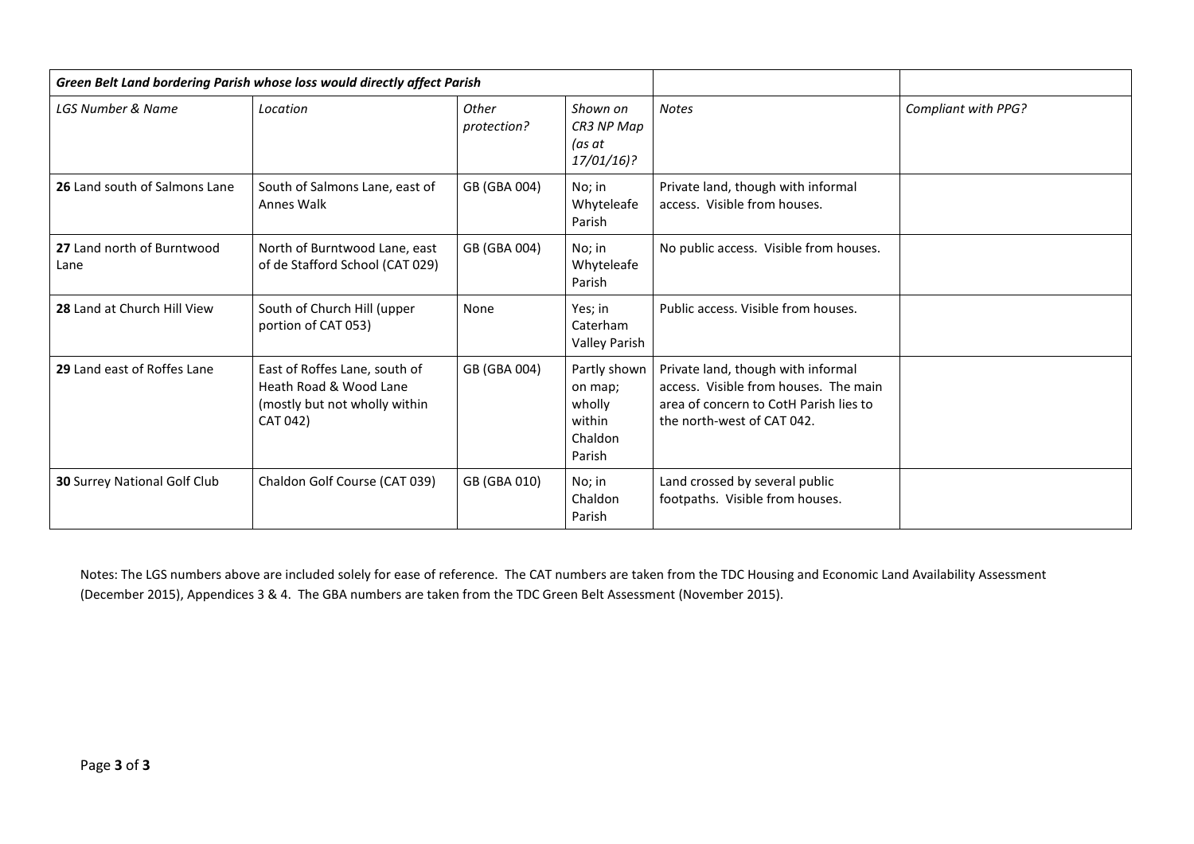| *Green Belt Land bordering Parish whose loss would directly affect Parish* | | | | | |
|---|---|---|---|---|---|
| *LGS Number & Name* | *Location* | *Other protection?* | *Shown on CR3 NP Map (as at 17/01/16)?* | *Notes* | *Compliant with PPG?* |
| **26** Land south of Salmons Lane | South of Salmons Lane, east of Annes Walk | GB (GBA 004) | No; in Whyteleafe Parish | Private land, though with informal access. Visible from houses. | |
| **27** Land north of Burntwood Lane | North of Burntwood Lane, east of de Stafford School (CAT 029) | GB (GBA 004) | No; in Whyteleafe Parish | No public access. Visible from houses. | |
| **28** Land at Church Hill View | South of Church Hill (upper portion of CAT 053) | None | Yes; in Caterham Valley Parish | Public access. Visible from houses. | |
| **29** Land east of Roffes Lane | East of Roffes Lane, south of Heath Road & Wood Lane (mostly but not wholly within CAT 042) | GB (GBA 004) | Partly shown on map; wholly within Chaldon Parish | Private land, though with informal access. Visible from houses. The main area of concern to CotH Parish lies to the north-west of CAT 042. | |
| **30** Surrey National Golf Club | Chaldon Golf Course (CAT 039) | GB (GBA 010) | No; in Chaldon Parish | Land crossed by several public footpaths. Visible from houses. | |

Notes: The LGS numbers above are included solely for ease of reference. The CAT numbers are taken from the TDC Housing and Economic Land Availability Assessment (December 2015), Appendices 3 & 4. The GBA numbers are taken from the TDC Green Belt Assessment (November 2015).